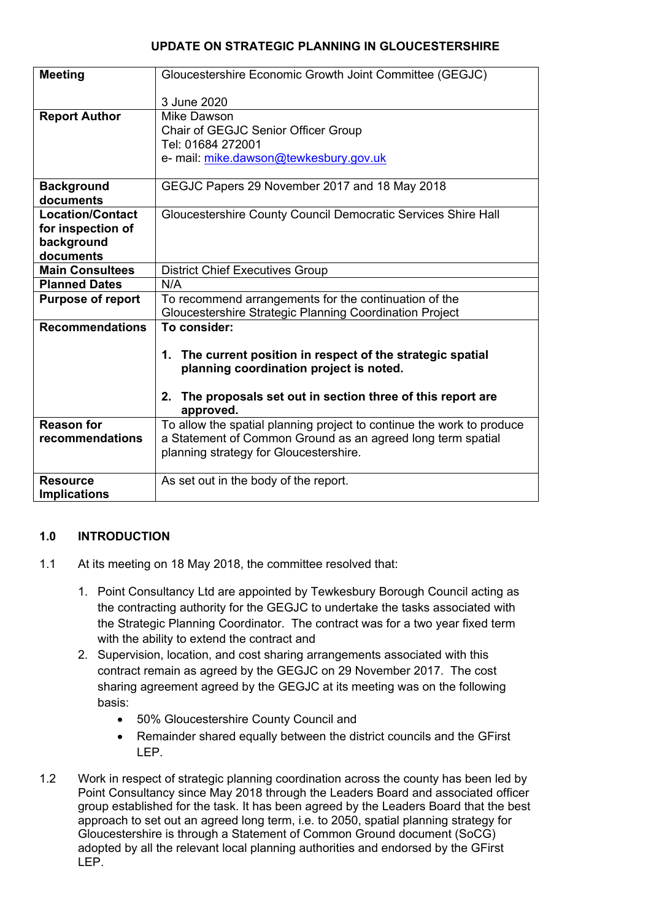**UPDATE ON STRATEGIC PLANNING IN GLOUCESTERSHIRE**

| | |
|---|---|
| **Meeting** | Gloucestershire Economic Growth Joint Committee (GEGJC)<br><br>3 June 2020 |
| **Report Author** | Mike Dawson<br>Chair of GEGJC Senior Officer Group<br>Tel: 01684 272001<br>e- mail: mike.dawson@tewkesbury.gov.uk |
| **Background documents** | GEGJC Papers 29 November 2017 and 18 May 2018 |
| **Location/Contact for inspection of background documents** | Gloucestershire County Council Democratic Services Shire Hall |
| **Main Consultees** | District Chief Executives Group |
| **Planned Dates** | N/A |
| **Purpose of report** | To recommend arrangements for the continuation of the Gloucestershire Strategic Planning Coordination Project |
| **Recommendations** | **To consider:**<br><br>**1. The current position in respect of the strategic spatial planning coordination project is noted.**<br><br>**2. The proposals set out in section three of this report are approved.** |
| **Reason for recommendations** | To allow the spatial planning project to continue the work to produce a Statement of Common Ground as an agreed long term spatial planning strategy for Gloucestershire. |
| **Resource Implications** | As set out in the body of the report. |

## 1.0 INTRODUCTION

1.1 At its meeting on 18 May 2018, the committee resolved that:

1. Point Consultancy Ltd are appointed by Tewkesbury Borough Council acting as the contracting authority for the GEGJC to undertake the tasks associated with the Strategic Planning Coordinator. The contract was for a two year fixed term with the ability to extend the contract and
2. Supervision, location, and cost sharing arrangements associated with this contract remain as agreed by the GEGJC on 29 November 2017. The cost sharing agreement agreed by the GEGJC at its meeting was on the following basis:
    - 50% Gloucestershire County Council and
    - Remainder shared equally between the district councils and the GFirst LEP.

1.2 Work in respect of strategic planning coordination across the county has been led by Point Consultancy since May 2018 through the Leaders Board and associated officer group established for the task. It has been agreed by the Leaders Board that the best approach to set out an agreed long term, i.e. to 2050, spatial planning strategy for Gloucestershire is through a Statement of Common Ground document (SoCG) adopted by all the relevant local planning authorities and endorsed by the GFirst LEP.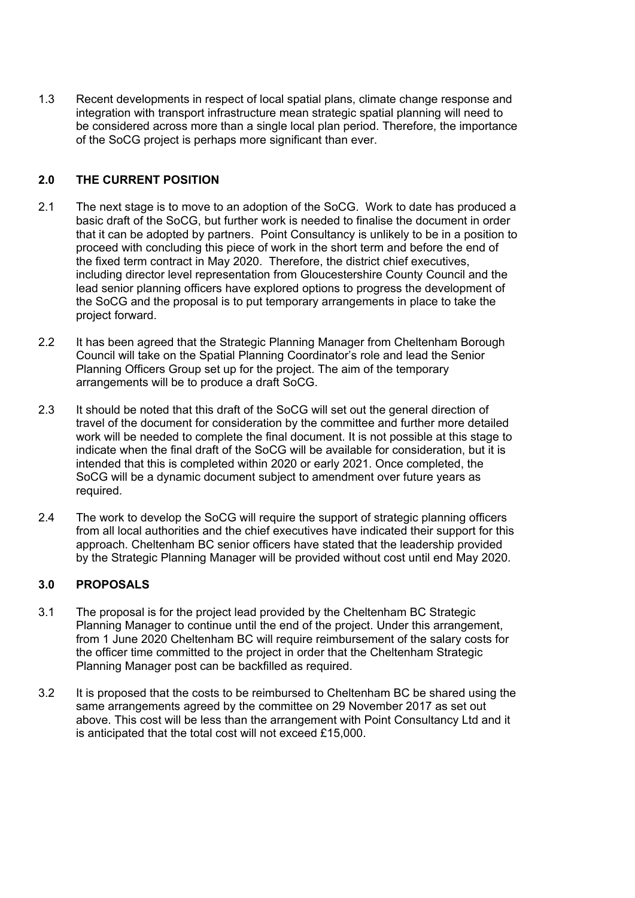1.3 Recent developments in respect of local spatial plans, climate change response and integration with transport infrastructure mean strategic spatial planning will need to be considered across more than a single local plan period. Therefore, the importance of the SoCG project is perhaps more significant than ever.

## 2.0 THE CURRENT POSITION

2.1 The next stage is to move to an adoption of the SoCG. Work to date has produced a basic draft of the SoCG, but further work is needed to finalise the document in order that it can be adopted by partners. Point Consultancy is unlikely to be in a position to proceed with concluding this piece of work in the short term and before the end of the fixed term contract in May 2020. Therefore, the district chief executives, including director level representation from Gloucestershire County Council and the lead senior planning officers have explored options to progress the development of the SoCG and the proposal is to put temporary arrangements in place to take the project forward.

2.2 It has been agreed that the Strategic Planning Manager from Cheltenham Borough Council will take on the Spatial Planning Coordinator's role and lead the Senior Planning Officers Group set up for the project. The aim of the temporary arrangements will be to produce a draft SoCG.

2.3 It should be noted that this draft of the SoCG will set out the general direction of travel of the document for consideration by the committee and further more detailed work will be needed to complete the final document. It is not possible at this stage to indicate when the final draft of the SoCG will be available for consideration, but it is intended that this is completed within 2020 or early 2021. Once completed, the SoCG will be a dynamic document subject to amendment over future years as required.

2.4 The work to develop the SoCG will require the support of strategic planning officers from all local authorities and the chief executives have indicated their support for this approach. Cheltenham BC senior officers have stated that the leadership provided by the Strategic Planning Manager will be provided without cost until end May 2020.

## 3.0 PROPOSALS

3.1 The proposal is for the project lead provided by the Cheltenham BC Strategic Planning Manager to continue until the end of the project. Under this arrangement, from 1 June 2020 Cheltenham BC will require reimbursement of the salary costs for the officer time committed to the project in order that the Cheltenham Strategic Planning Manager post can be backfilled as required.

3.2 It is proposed that the costs to be reimbursed to Cheltenham BC be shared using the same arrangements agreed by the committee on 29 November 2017 as set out above. This cost will be less than the arrangement with Point Consultancy Ltd and it is anticipated that the total cost will not exceed £15,000.